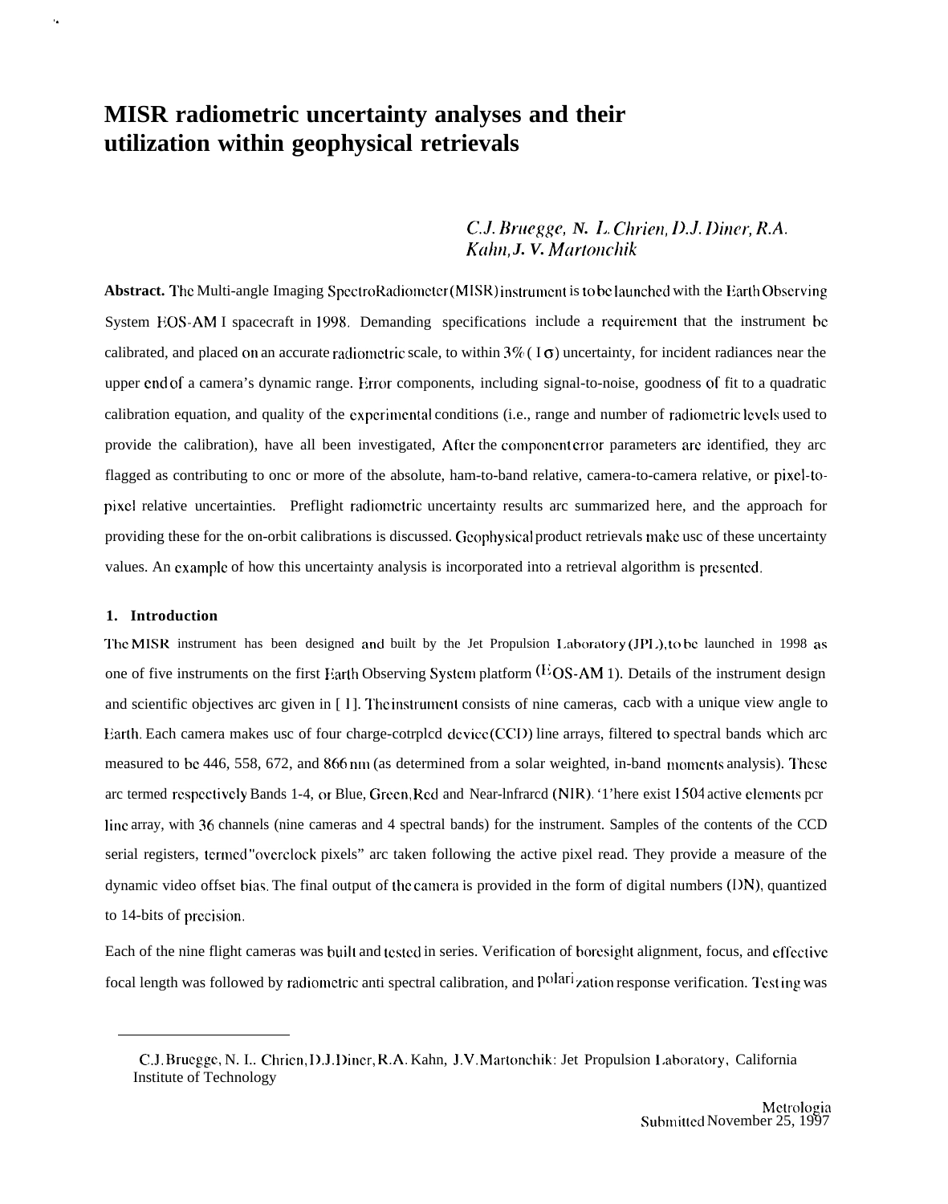# MISR radiometric uncertainty analyses and their utilization within geophysical retrievals

*C.J. Bruegge, N. L. Chrien, D.J. Diner, R.A. Kahn, J. V. Martonchik*

**Abstract.** The Multi-angle Imaging SpectroRadiometer (MISR) instrument is to be launched with the Earth Observing System EOS-AM I spacecraft in 1998. Demanding specifications include a requirement that the instrument be calibrated, and placed on an accurate radiometric scale, to within 3% ( 1σ) uncertainty, for incident radiances near the upper end of a camera's dynamic range. Error components, including signal-to-noise, goodness of fit to a quadratic calibration equation, and quality of the experimental conditions (i.e., range and number of radiometric levels used to provide the calibration), have all been investigated, After the component error parameters are identified, they are flagged as contributing to one or more of the absolute, ham-to-band relative, camera-to-camera relative, or pixel-to-pixel relative uncertainties. Preflight radiometric uncertainty results are summarized here, and the approach for providing these for the on-orbit calibrations is discussed. Geophysical product retrievals make use of these uncertainty values. An example of how this uncertainty analysis is incorporated into a retrieval algorithm is presented.

## 1. Introduction

The MISR instrument has been designed and built by the Jet Propulsion Laboratory (JPL), to be launched in 1998 as one of five instruments on the first Earth Observing System platform (EOS-AM 1). Details of the instrument design and scientific objectives are given in [1]. The instrument consists of nine cameras, each with a unique view angle to Earth. Each camera makes use of four charge-coupled device (CCD) line arrays, filtered to spectral bands which are measured to be 446, 558, 672, and 866 nm (as determined from a solar weighted, in-band moments analysis). These are termed respectively Bands 1-4, or Blue, Green, Red and Near-Infrared (NIR). There exist 1504 active elements per line array, with 36 channels (nine cameras and 4 spectral bands) for the instrument. Samples of the contents of the CCD serial registers, termed "overclock pixels" are taken following the active pixel read. They provide a measure of the dynamic video offset bias. The final output of the camera is provided in the form of digital numbers (DN), quantized to 14-bits of precision.

Each of the nine flight cameras was built and tested in series. Verification of boresight alignment, focus, and effective focal length was followed by radiometric anti spectral calibration, and polarization response verification. Testing was

---

C.J. Bruegge, N. L. Chrien, D.J. Diner, R.A. Kahn, J.V. Martonchik: Jet Propulsion Laboratory, California Institute of Technology

Metrologia
Submitted November 25, 1997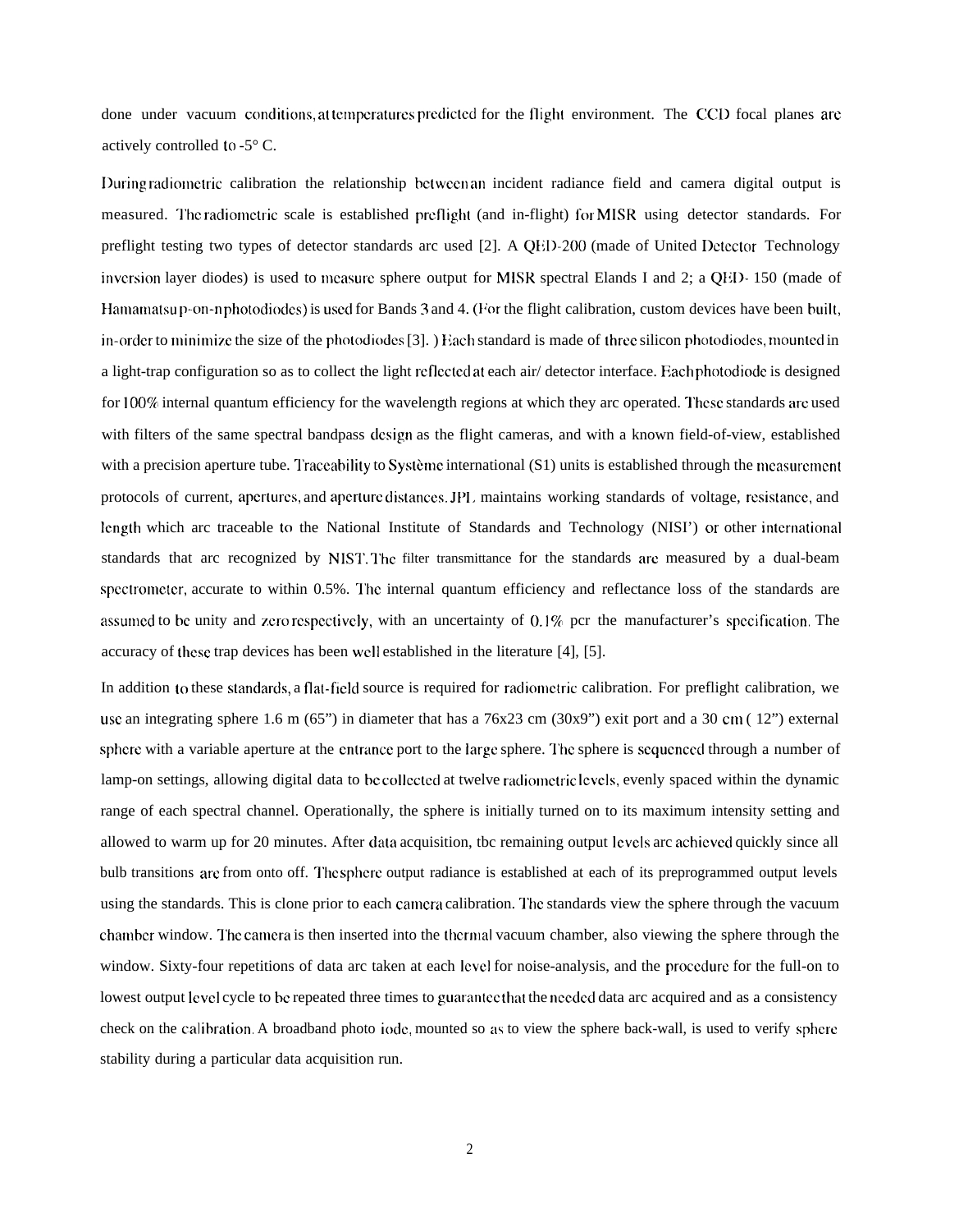done under vacuum conditions, at temperatures predicted for the flight environment. The CCD focal planes are actively controlled to -5° C.

During radiometric calibration the relationship between an incident radiance field and camera digital output is measured. The radiometric scale is established preflight (and in-flight) for MISR using detector standards. For preflight testing two types of detector standards are used [2]. A QED-200 (made of United Detector Technology inversion layer diodes) is used to measure sphere output for MISR spectral Bands 1 and 2; a QED-150 (made of Hamamatsu p-on-n photodiodes) is used for Bands 3 and 4. (For the flight calibration, custom devices have been built, in-order to minimize the size of the photodiodes [3].) Each standard is made of three silicon photodiodes, mounted in a light-trap configuration so as to collect the light reflected at each air/ detector interface. Each photodiode is designed for 100% internal quantum efficiency for the wavelength regions at which they are operated. These standards are used with filters of the same spectral bandpass design as the flight cameras, and with a known field-of-view, established with a precision aperture tube. Traceability to Système international (SI) units is established through the measurement protocols of current, apertures, and aperture distances. JPL maintains working standards of voltage, resistance, and length which are traceable to the National Institute of Standards and Technology (NIST) or other international standards that are recognized by NIST. The filter transmittance for the standards are measured by a dual-beam spectrometer, accurate to within 0.5%. The internal quantum efficiency and reflectance loss of the standards are assumed to be unity and zero respectively, with an uncertainty of 0.1% per the manufacturer's specification. The accuracy of these trap devices has been well established in the literature [4], [5].

In addition to these standards, a flat-field source is required for radiometric calibration. For preflight calibration, we use an integrating sphere 1.6 m (65") in diameter that has a 76x23 cm (30x9") exit port and a 30 cm (12") external sphere with a variable aperture at the entrance port to the large sphere. The sphere is sequenced through a number of lamp-on settings, allowing digital data to be collected at twelve radiometric levels, evenly spaced within the dynamic range of each spectral channel. Operationally, the sphere is initially turned on to its maximum intensity setting and allowed to warm up for 20 minutes. After data acquisition, the remaining output levels are achieved quickly since all bulb transitions are from on to off. The sphere output radiance is established at each of its preprogrammed output levels using the standards. This is done prior to each camera calibration. The standards view the sphere through the vacuum chamber window. The camera is then inserted into the thermal vacuum chamber, also viewing the sphere through the window. Sixty-four repetitions of data are taken at each level for noise-analysis, and the procedure for the full-on to lowest output level cycle to be repeated three times to guarantee that the needed data are acquired and as a consistency check on the calibration. A broadband photo iode, mounted so as to view the sphere back-wall, is used to verify sphere stability during a particular data acquisition run.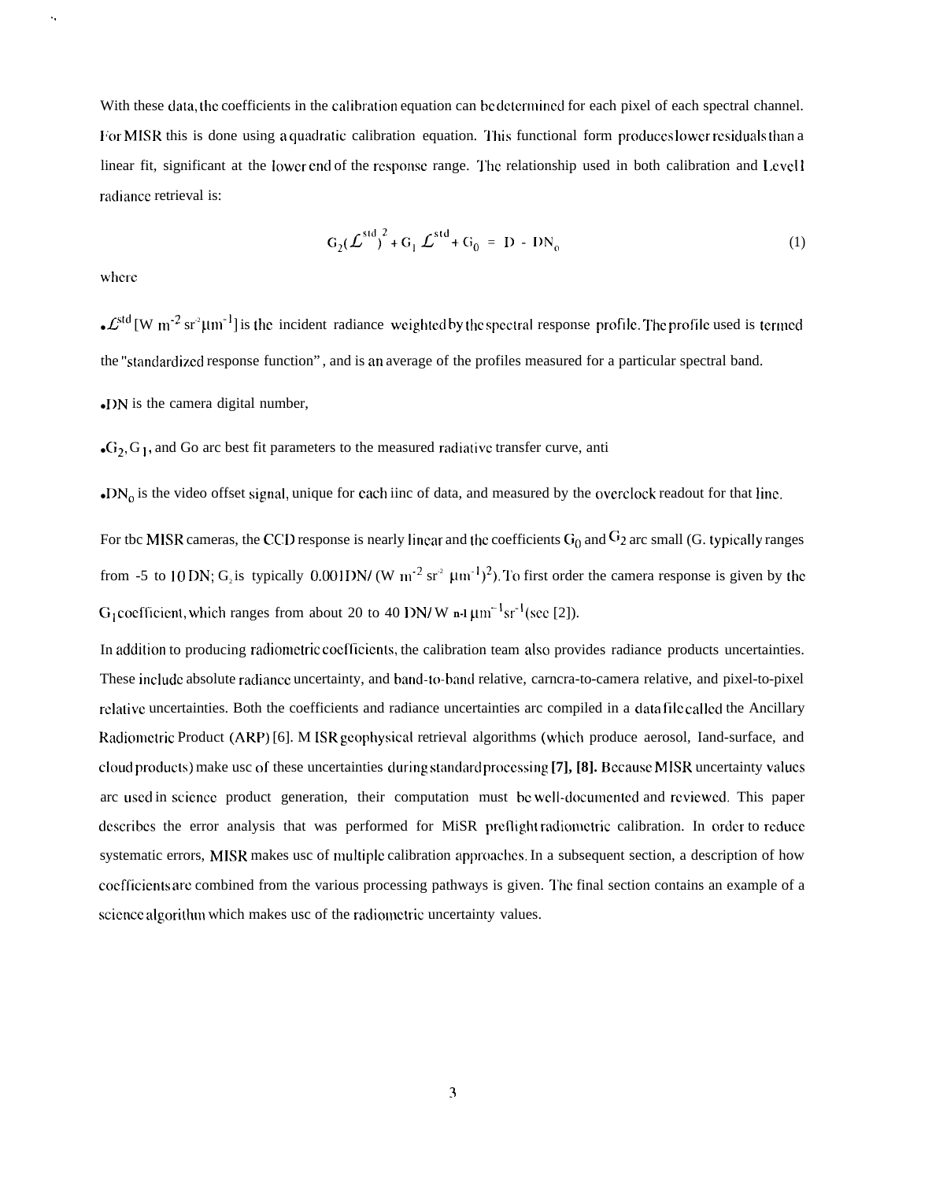With these data, the coefficients in the calibration equation can be determined for each pixel of each spectral channel. For MISR this is done using a quadratic calibration equation. This functional form produces lower residuals than a linear fit, significant at the lower end of the response range. The relationship used in both calibration and Level 1 radiance retrieval is:

$$G_2(\mathcal{L}^{std})^2 + G_1 \mathcal{L}^{std} + G_0 = D - DN_0 \tag{1}$$

where

- $\mathcal{L}^{std}$ [W $m^{-2}$ $sr^{-1}$ $\mu m^{-1}$] is the incident radiance weighted by the spectral response profile. The profile used is termed the "standardized response function", and is an average of the profiles measured for a particular spectral band.

- DN is the camera digital number,

- $G_2$, $G_1$, and Go arc best fit parameters to the measured radiative transfer curve, anti

- $DN_0$ is the video offset signal, unique for each iinc of data, and measured by the overclock readout for that line.

For tbc MISR cameras, the CCD response is nearly linear and the coefficients $G_0$ and $G_2$ arc small (G. typically ranges from -5 to 10 DN; $G_2$ is typically 0.001DN/ (W $m^{-2}$ $sr^{-1}$ $\mu m^{-1})^2$). To first order the camera response is given by the $G_1$ coefficient, which ranges from about 20 to 40 DN/ W $m^{-2}$ $\mu m^{-1}$ $sr^{-1}$ (see [2]).

In addition to producing radiometric coefficients, the calibration team also provides radiance products uncertainties. These include absolute radiance uncertainty, and band-to-band relative, carncra-to-camera relative, and pixel-to-pixel relative uncertainties. Both the coefficients and radiance uncertainties arc compiled in a data file called the Ancillary Radiometric Product (ARP) [6]. MISR geophysical retrieval algorithms (which produce aerosol, land-surface, and cloud products) make usc of these uncertainties during standard processing **[7], [8].** Because MISR uncertainty values arc used in science product generation, their computation must be well-documented and reviewed. This paper describes the error analysis that was performed for MiSR preflight radiometric calibration. In order to reduce systematic errors, MISR makes usc of multiple calibration approaches. In a subsequent section, a description of how coefficients are combined from the various processing pathways is given. The final section contains an example of a science algorithm which makes usc of the radiometric uncertainty values.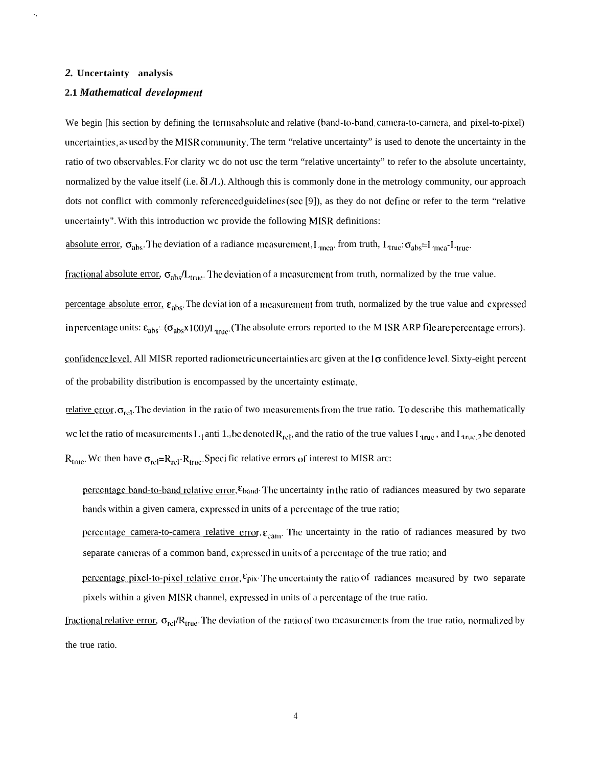## 2. Uncertainty analysis

### 2.1 *Mathematical development*

We begin [his section by defining the terms absolute and relative (band-to-band, camera-to-camera, and pixel-to-pixel) uncertainties, as used by the MISR community. The term "relative uncertainty" is used to denote the uncertainty in the ratio of two observables. For clarity wc do not usc the term "relative uncertainty" to refer to the absolute uncertainty, normalized by the value itself (i.e. $\delta L/L$). Although this is commonly done in the metrology community, our approach dots not conflict with commonly referenced guidelines (sec [9]), as they do not define or refer to the term "relative uncertainty". With this introduction wc provide the following MISR definitions:

absolute error, $\sigma_{abs}$. The deviation of a radiance measurement, $L_{mea}$, from truth, $L_{true}$: $\sigma_{abs}=L_{mea}-L_{true}$.

fractional absolute error, $\sigma_{abs}/L_{true}$. The deviation of a measurement from truth, normalized by the true value.

percentage absolute error, $\varepsilon_{abs}$. The deviation of a measurement from truth, normalized by the true value and expressed in percentage units: $\varepsilon_{abs}=(\sigma_{abs}\times 100)/L_{true}$. (The absolute errors reported to the MISR ARP file are percentage errors).

confidence level. All MISR reported radiometric uncertainties arc given at the $1\sigma$ confidence level. Sixty-eight percent of the probability distribution is encompassed by the uncertainty estimate.

relative error, $\sigma_{rel}$. The deviation in the ratio of two measurements from the true ratio. To describe this mathematically wc let the ratio of measurements $L_1$ anti $L_2$ be denoted $R_{rel}$, and the ratio of the true values $L_{true}$, and $L_{true,2}$ be denoted $R_{true}$. Wc then have $\sigma_{rel}=R_{rel}-R_{true}$. Specific relative errors of interest to MISR arc:

- percentage band-to-band relative error, $\varepsilon_{band}$. The uncertainty in the ratio of radiances measured by two separate bands within a given camera, expressed in units of a percentage of the true ratio;
- percentage camera-to-camera relative error, $\varepsilon_{cam}$. The uncertainty in the ratio of radiances measured by two separate cameras of a common band, expressed in units of a percentage of the true ratio; and
- percentage pixel-to-pixel relative error, $\varepsilon_{pix}$. The uncertainty the ratio of radiances measured by two separate pixels within a given MISR channel, expressed in units of a percentage of the true ratio.

fractional relative error, $\sigma_{rel}/R_{true}$. The deviation of the ratio of two measurements from the true ratio, normalized by the true ratio.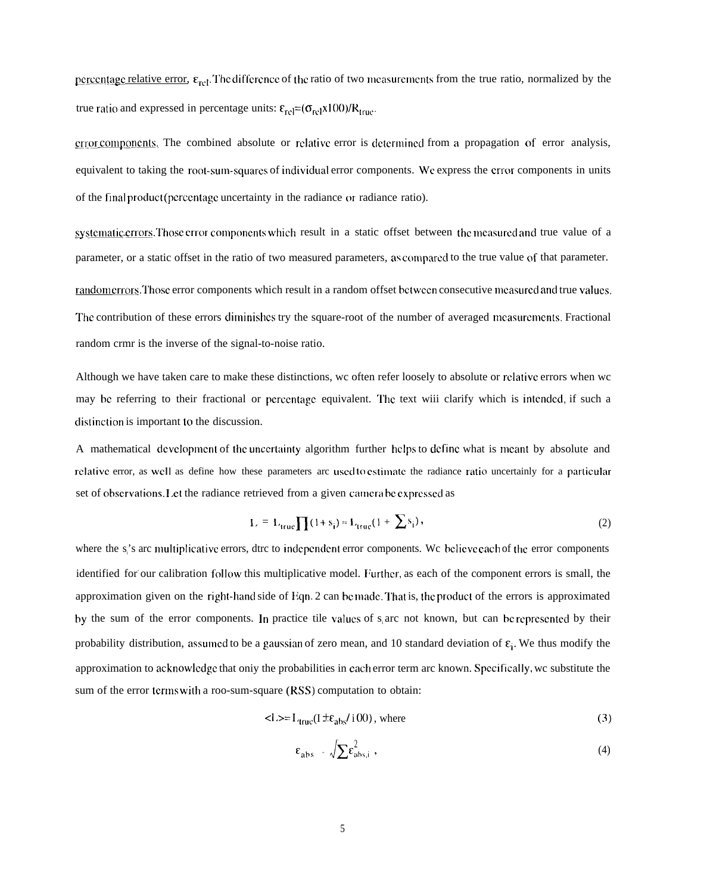percentage relative error, $\varepsilon_{rel}$. The difference of the ratio of two measurements from the true ratio, normalized by the true ratio and expressed in percentage units: $\varepsilon_{rel}=(\sigma_{rel}x100)/R_{true}$.

error components. The combined absolute or relative error is determined from a propagation of error analysis, equivalent to taking the root-sum-squares of individual error components. We express the error components in units of the final product (percentage uncertainty in the radiance or radiance ratio).

systematic errors. Those error components which result in a static offset between the measured and true value of a parameter, or a static offset in the ratio of two measured parameters, as compared to the true value of that parameter.

random errors. Those error components which result in a random offset between consecutive measured and true values. The contribution of these errors diminishes try the square-root of the number of averaged measurements. Fractional random crmr is the inverse of the signal-to-noise ratio.

Although we have taken care to make these distinctions, wc often refer loosely to absolute or relative errors when wc may be referring to their fractional or percentage equivalent. The text wiii clarify which is intended, if such a distinction is important to the discussion.

A mathematical development of the uncertainty algorithm further helps to define what is meant by absolute and relative error, as well as define how these parameters arc used to estimate the radiance ratio uncertainly for a particular set of observations. Let the radiance retrieved from a given camera be expressed as

$$L = L_{true}\prod(1+s_i) \approx L_{true}(1+\sum s_i), \tag{2}$$

where the $s_i$'s arc multiplicative errors, dtrc to independent error components. Wc believe each of the error components identified for our calibration follow this multiplicative model. Further, as each of the component errors is small, the approximation given on the right-hand side of Eqn. 2 can be made. That is, the product of the errors is approximated by the sum of the error components. In practice tile values of $s_i$ arc not known, but can be represented by their probability distribution, assumed to be a gaussian of zero mean, and 10 standard deviation of $\varepsilon_i$. We thus modify the approximation to acknowledge that oniy the probabilities in each error term arc known. Specifically, wc substitute the sum of the error terms with a roo-sum-square (RSS) computation to obtain:

$$\langle L\rangle = L_{true}(1 \pm \varepsilon_{abs}/100), \text{ where} \tag{3}$$

$$\varepsilon_{abs} = \sqrt{\sum \varepsilon_{abs,i}^2}, \tag{4}$$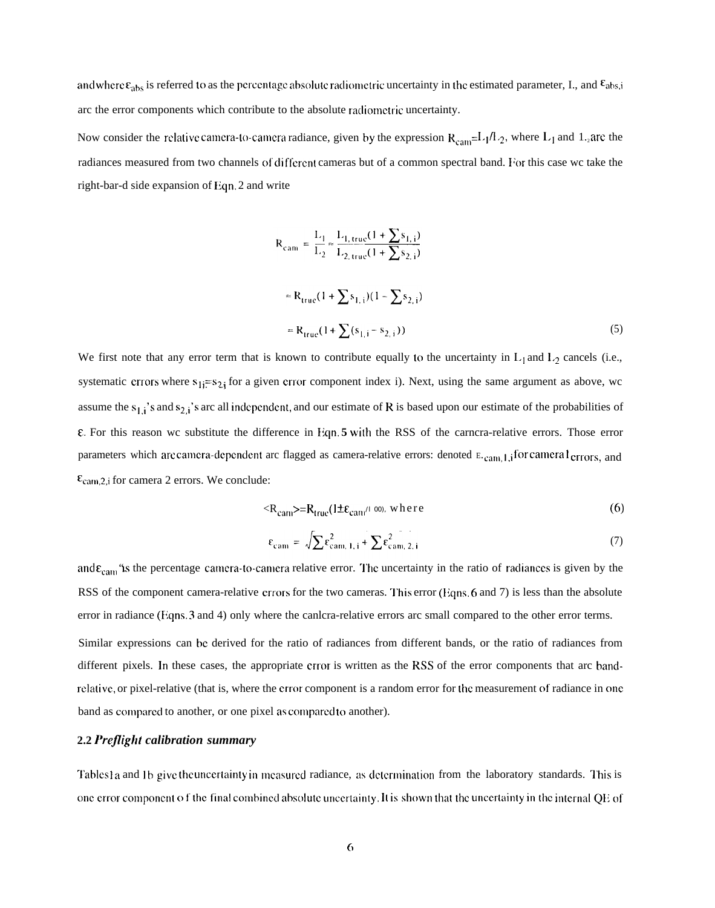and where $\varepsilon_{abs}$ is referred to as the percentage absolute radiometric uncertainty in the estimated parameter, I., and $\varepsilon_{abs,i}$ arc the error components which contribute to the absolute radiometric uncertainty.

Now consider the relative camera-to-camera radiance, given by the expression $R_{cam}=L_1/L_2$, where $L_1$ and $L_2$ arc the radiances measured from two channels of different cameras but of a common spectral band. For this case wc take the right-bar-d side expansion of Eqn. 2 and write

$$R_{cam} = \frac{L_1}{L_2} \approx \frac{L_{1,true}(1 + \sum s_{1,i})}{L_{2,true}(1 + \sum s_{2,i})}$$

$$\approx R_{true}(1 + \sum s_{1,i})(1 - \sum s_{2,i})$$

$$\approx R_{true}(1 + \sum (s_{1,i} - s_{2,i})) \tag{5}$$

We first note that any error term that is known to contribute equally to the uncertainty in $L_1$ and $L_2$ cancels (i.e., systematic errors where $s_{1i}=s_{2i}$ for a given error component index i). Next, using the same argument as above, wc assume the $s_{1,i}$'s and $s_{2,i}$'s arc all independent, and our estimate of R is based upon our estimate of the probabilities of $\varepsilon$. For this reason wc substitute the difference in Eqn. 5 with the RSS of the carncra-relative errors. Those error parameters which are camera-dependent arc flagged as camera-relative errors: denoted $\varepsilon_{cam,1,i}$ for camera 1 errors, and $\varepsilon_{cam,2,i}$ for camera 2 errors. We conclude:

$$<R_{cam}>=R_{true}(1 \pm \varepsilon_{cam}/100), \text{ where} \tag{6}$$

$$\varepsilon_{cam} = \sqrt{\sum \varepsilon_{cam,1,i}^2 + \sum \varepsilon_{cam,2,i}^2} \tag{7}$$

and $\varepsilon_{cam}$ is the percentage camera-to-camera relative error. The uncertainty in the ratio of radiances is given by the RSS of the component camera-relative errors for the two cameras. This error (Eqns. 6 and 7) is less than the absolute error in radiance (Eqns. 3 and 4) only where the canlcra-relative errors arc small compared to the other error terms.

Similar expressions can be derived for the ratio of radiances from different bands, or the ratio of radiances from different pixels. In these cases, the appropriate error is written as the RSS of the error components that arc band-relative, or pixel-relative (that is, where the error component is a random error for the measurement of radiance in one band as compared to another, or one pixel as compared to another).

## 2.2 *Preflight calibration summary*

Tables 1a and 1b give the uncertainty in measured radiance, as determination from the laboratory standards. This is one error component of the final combined absolute uncertainty. It is shown that the uncertainty in the internal QE of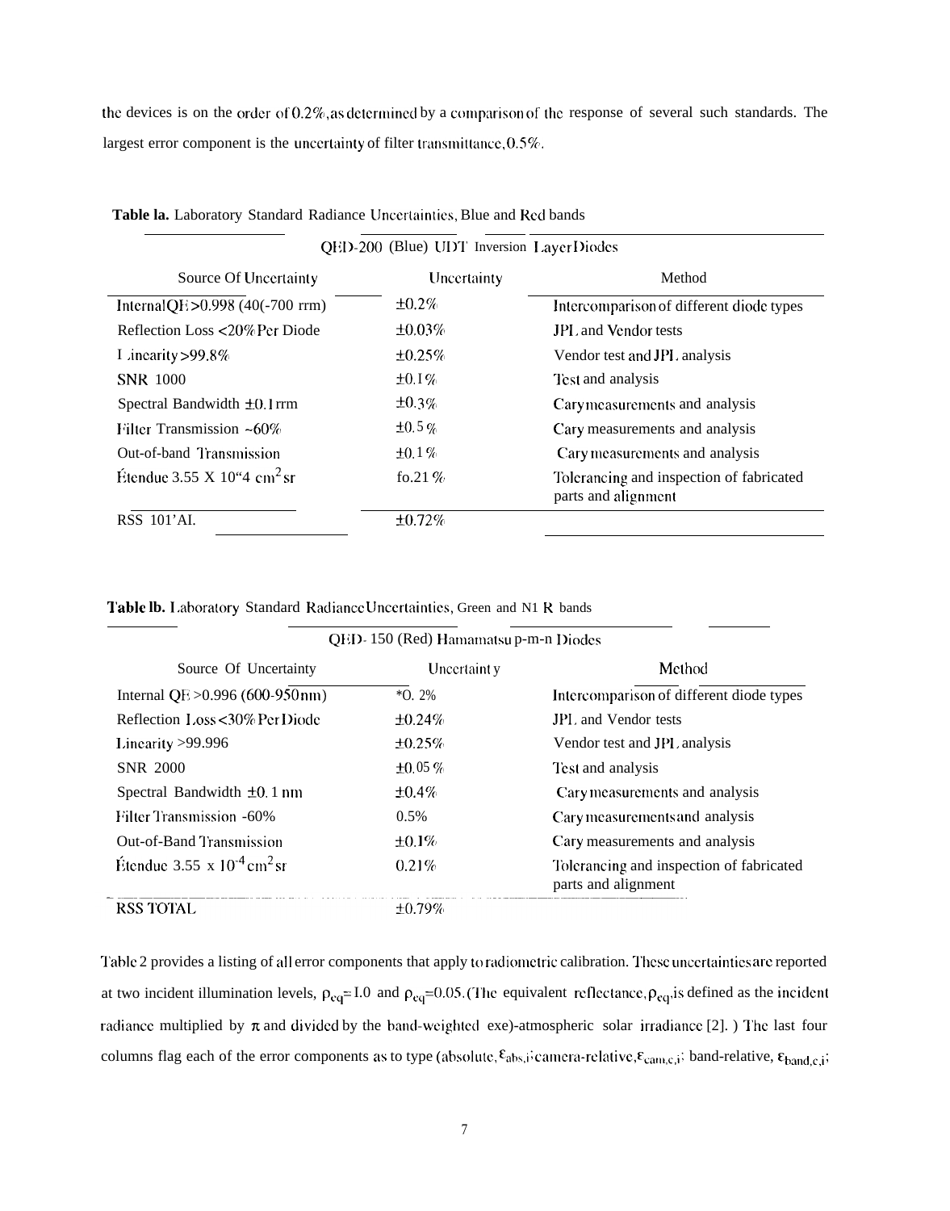the devices is on the order of 0.2%, as determined by a comparison of the response of several such standards. The largest error component is the uncertainty of filter transmittance, 0.5%.

**Table la.** Laboratory Standard Radiance Uncertainties, Blue and Red bands

| QED-200 (Blue) UDT Inversion Layer Diodes | | |
|---|---|---|
| Source Of Uncertainty | Uncertainty | Method |
| Internal QE >0.998 (40(-700 rrm) | ±0.2% | Intercomparison of different diode types |
| Reflection Loss <20% Per Diode | ±0.03% | JPL and Vendor tests |
| Linearity >99.8% | ±0.25% | Vendor test and JPL analysis |
| SNR 1000 | ±0.1% | Test and analysis |
| Spectral Bandwidth ±0.1 rrm | ±0.3% | Cary measurements and analysis |
| Filter Transmission ~60% | ±0.5% | Cary measurements and analysis |
| Out-of-band Transmission | ±0.1% | Cary measurements and analysis |
| Étendue 3.55 X 10“4 $cm^2$ sr | fo.21% | Tolerancing and inspection of fabricated parts and alignment |
| RSS 101’AI. | ±0.72% | |

**Table lb.** Laboratory Standard Radiance Uncertainties, Green and N1 R bands

| QED-150 (Red) Hamamatsu p-m-n Diodes | | |
|---|---|---|
| Source Of Uncertainty | Uncertainty | Method |
| Internal QE >0.996 (600-950 nm) | *O. 2% | Intercomparison of different diode types |
| Reflection Loss <30% Per Diode | ±0.24% | JPL and Vendor tests |
| Linearity >99.996 | ±0.25% | Vendor test and JPL analysis |
| SNR 2000 | ±0.05% | Test and analysis |
| Spectral Bandwidth ±0.1 nm | ±0.4% | Cary measurements and analysis |
| Filter Transmission -60% | 0.5% | Cary measurements and analysis |
| Out-of-Band Transmission | ±0.1% | Cary measurements and analysis |
| Étendue 3.55 x $10^{-4}$ $cm^2$ sr | 0.21% | Tolerancing and inspection of fabricated parts and alignment |
| RSS TOTAL | ±0.79% | |

Table 2 provides a listing of all error components that apply to radiometric calibration. These uncertainties are reported at two incident illumination levels, $\rho_{eq}$=1.0 and $\rho_{eq}$=0.05. (The equivalent reflectance, $\rho_{eq}$, is defined as the incident radiance multiplied by $\pi$ and divided by the band-weighted exe)-atmospheric solar irradiance [2]. ) The last four columns flag each of the error components as to type (absolute, $\varepsilon_{abs,i}$; camera-relative, $\varepsilon_{cam,c,i}$; band-relative, $\varepsilon_{band,c,i}$;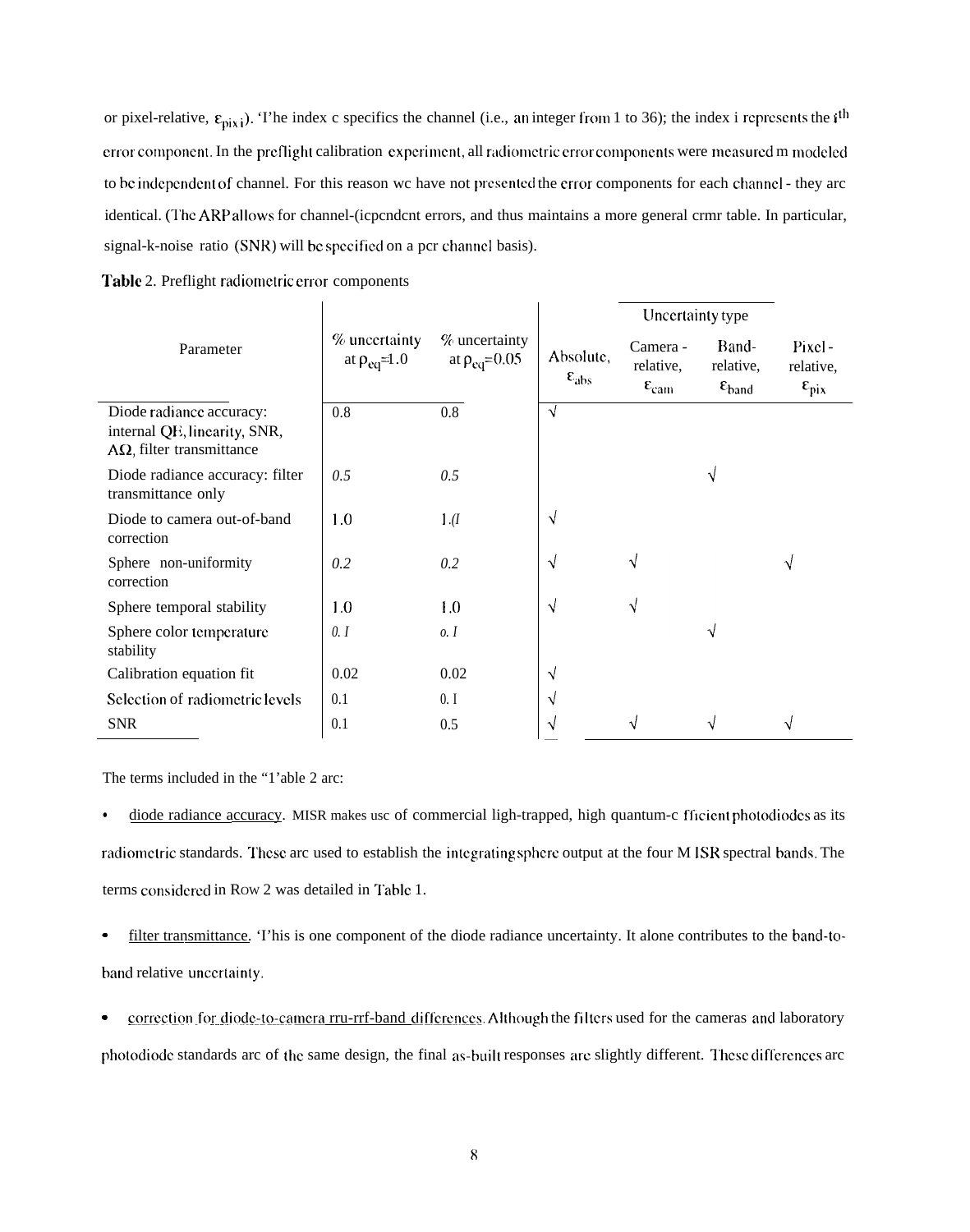or pixel-relative, $\varepsilon_{pix\,i}$). 'I'he index c specifics the channel (i.e., an integer from 1 to 36); the index i represents the $i^{th}$ error component. In the preflight calibration experiment, all radiometric error components were measured m modeled to be independent of channel. For this reason wc have not presented the error components for each channel - they arc identical. (The ARP allows for channel-(icpcndcnt errors, and thus maintains a more general crmr table. In particular, signal-k-noise ratio (SNR) will be specified on a pcr channel basis).

**Table** 2. Preflight radiometric error components

| Parameter | % uncertainty at $\rho_{eq}$=1.0 | % uncertainty at $\rho_{eq}$=0.05 | Uncertainty type | | | |
|---|---|---|---|---|---|---|
| | | | Absolute, $\varepsilon_{abs}$ | Camera - relative, $\varepsilon_{cam}$ | Band- relative, $\varepsilon_{band}$ | Pixel - relative, $\varepsilon_{pix}$ |
| Diode radiance accuracy: internal QE, linearity, SNR, AΩ, filter transmittance | 0.8 | 0.8 | √ | | | |
| Diode radiance accuracy: filter transmittance only | 0.5 | 0.5 | | | √ | |
| Diode to camera out-of-band correction | 1.0 | 1.(I | √ | | | |
| Sphere non-uniformity correction | 0.2 | 0.2 | √ | √ | | √ |
| Sphere temporal stability | 1.0 | 1.0 | √ | √ | | |
| Sphere color temperature stability | 0. I | o. I | | | √ | |
| Calibration equation fit | 0.02 | 0.02 | √ | | | |
| Selection of radiometric levels | 0.1 | 0. I | √ | | | |
| SNR | 0.1 | 0.5 | √ | √ | √ | √ |

The terms included in the "1'able 2 arc:

- diode radiance accuracy. MISR makes usc of commercial ligh-trapped, high quantum-c fficient photodiodes as its radiometric standards. These arc used to establish the integrating sphere output at the four M ISR spectral bands. The terms considered in Row 2 was detailed in Table 1.

- filter transmittance. 'I'his is one component of the diode radiance uncertainty. It alone contributes to the band-to-band relative uncertainty.

- correction for diode-to-camera rru-rrf-band differences. Although the filters used for the cameras and laboratory photodiode standards arc of the same design, the final as-built responses are slightly different. These differences arc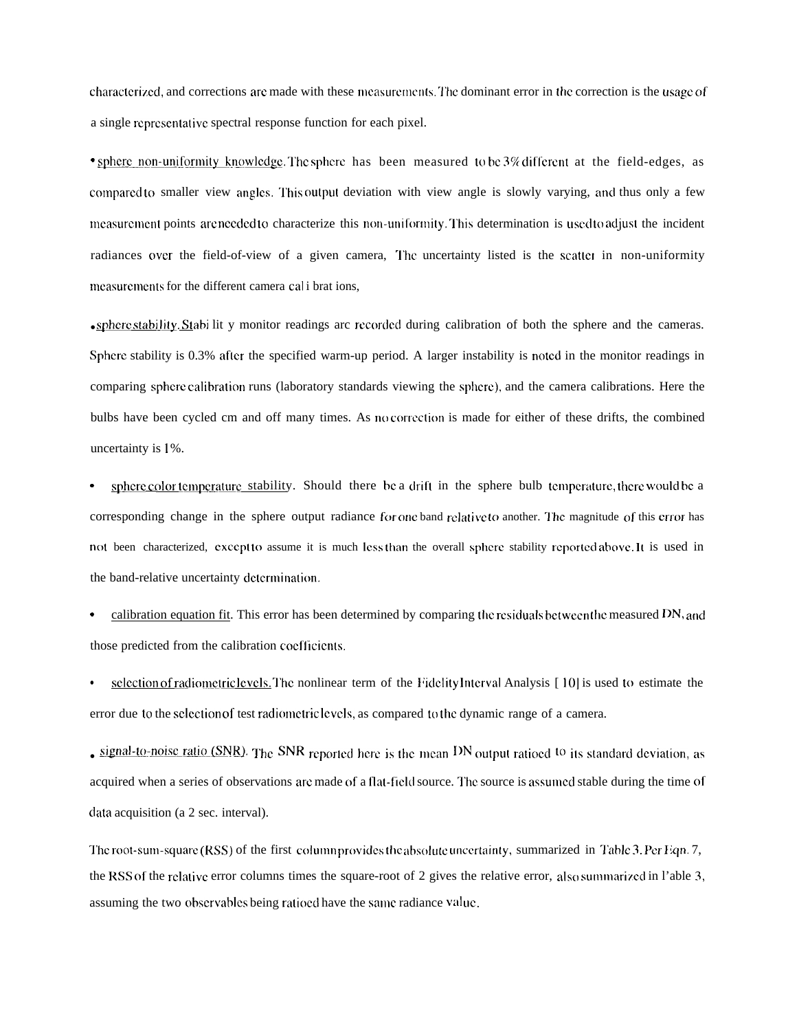characterized, and corrections are made with these measurements. The dominant error in the correction is the usage of a single representative spectral response function for each pixel.

- sphere non-uniformity knowledge. The sphere has been measured to be 3% different at the field-edges, as compared to smaller view angles. This output deviation with view angle is slowly varying, and thus only a few measurement points are needed to characterize this non-uniformity. This determination is used to adjust the incident radiances over the field-of-view of a given camera, The uncertainty listed is the scatter in non-uniformity measurements for the different camera cal i brat ions,

- sphere stability. Stabi lit y monitor readings arc recorded during calibration of both the sphere and the cameras. Sphere stability is 0.3% after the specified warm-up period. A larger instability is noted in the monitor readings in comparing sphere calibration runs (laboratory standards viewing the sphere), and the camera calibrations. Here the bulbs have been cycled cm and off many times. As no correction is made for either of these drifts, the combined uncertainty is 1%.

- sphere color temperature stability. Should there be a drift in the sphere bulb temperature, there would be a corresponding change in the sphere output radiance for one band relative to another. The magnitude of this error has not been characterized, except to assume it is much less than the overall sphere stability reported above. It is used in the band-relative uncertainty determination.

- calibration equation fit. This error has been determined by comparing the residuals between the measured DN, and those predicted from the calibration coefficients.

- selection of radiometric levels. The nonlinear term of the Fidelity Interval Analysis [10] is used to estimate the error due to the selection of test radiometric levels, as compared to the dynamic range of a camera.

- signal-to-noise ratio (SNR). The SNR reported here is the mean DN output ratioed to its standard deviation, as acquired when a series of observations are made of a flat-field source. The source is assumed stable during the time of data acquisition (a 2 sec. interval).

The root-sum-square (RSS) of the first column provides the absolute uncertainty, summarized in Table 3. Per Eqn. 7, the RSS of the relative error columns times the square-root of 2 gives the relative error, also summarized in Table 3, assuming the two observables being ratioed have the same radiance value.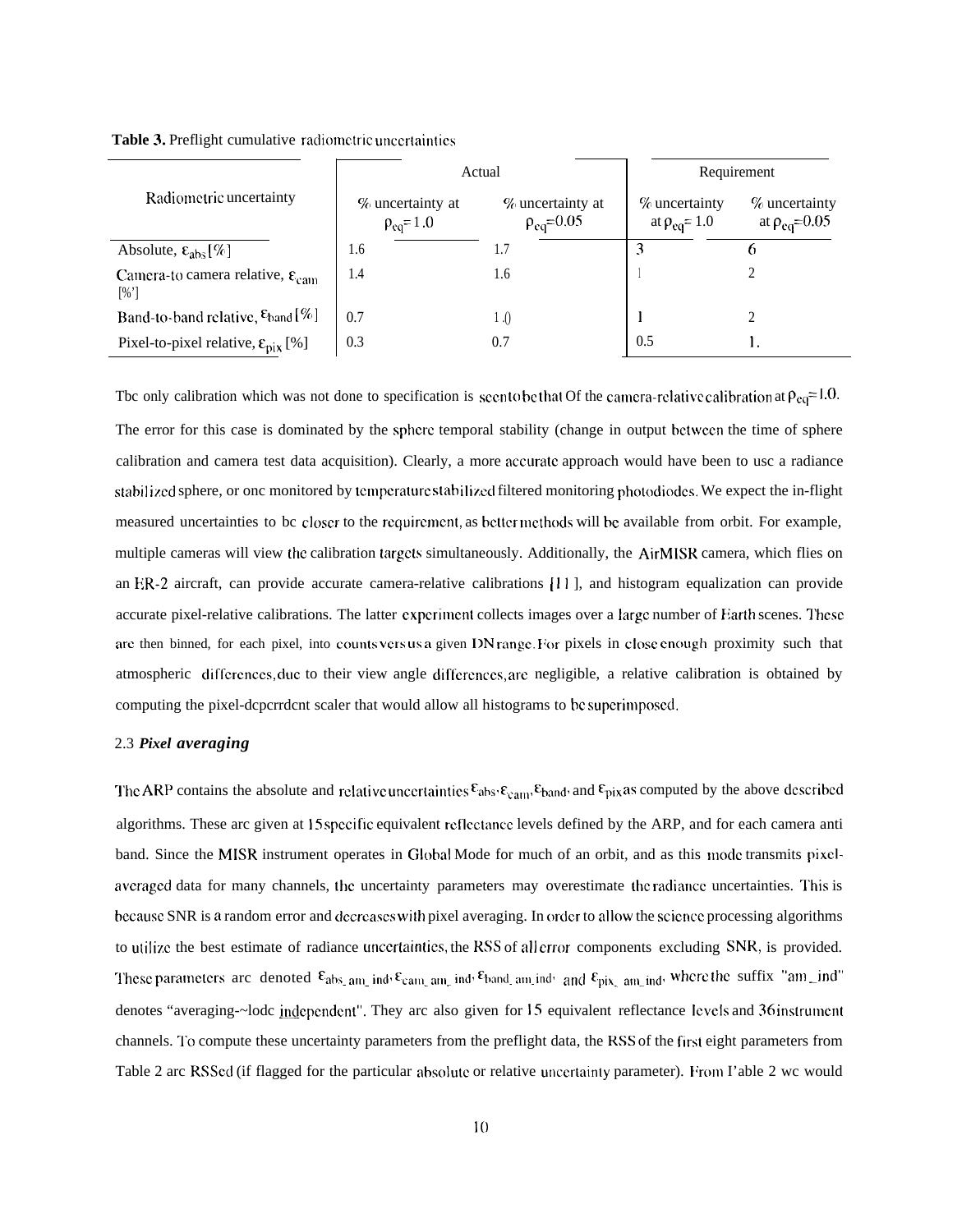**Table 3.** Preflight cumulative radiometric uncertainties

| Radiometric uncertainty | Actual | | Requirement | |
|---|---|---|---|---|
| | % uncertainty at $\rho_{eq}$= 1.0 | % uncertainty at $\rho_{eq}$=0.05 | % uncertainty at $\rho_{eq}$= 1.0 | % uncertainty at $\rho_{eq}$=0.05 |
| Absolute, $\varepsilon_{abs}$ [%] | 1.6 | 1.7 | 3 | 6 |
| Camera-to camera relative, $\varepsilon_{cam}$ [%'] | 1.4 | 1.6 | 1 | 2 |
| Band-to-band relative, $\varepsilon_{band}$ [%] | 0.7 | 1.0 | 1 | 2 |
| Pixel-to-pixel relative, $\varepsilon_{pix}$ [%] | 0.3 | 0.7 | 0.5 | 1. |

Tbc only calibration which was not done to specification is seen to be that Of the camera-relative calibration at $\rho_{eq}$= 1.0. The error for this case is dominated by the sphere temporal stability (change in output between the time of sphere calibration and camera test data acquisition). Clearly, a more accurate approach would have been to usc a radiance stabilized sphere, or onc monitored by temperature stabilized filtered monitoring photodiodes. We expect the in-flight measured uncertainties to bc closer to the requirement, as better methods will be available from orbit. For example, multiple cameras will view the calibration targets simultaneously. Additionally, the AirMISR camera, which flies on an ER-2 aircraft, can provide accurate camera-relative calibrations [11], and histogram equalization can provide accurate pixel-relative calibrations. The latter experiment collects images over a large number of Earth scenes. These are then binned, for each pixel, into counts versus a given DN range. For pixels in close enough proximity such that atmospheric differences, due to their view angle differences, are negligible, a relative calibration is obtained by computing the pixel-dependent scaler that would allow all histograms to be superimposed.

2.3 ***Pixel averaging***

The ARP contains the absolute and relative uncertainties $\varepsilon_{abs}$, $\varepsilon_{cam}$, $\varepsilon_{band}$, and $\varepsilon_{pix}$ as computed by the above described algorithms. These arc given at 15 specific equivalent reflectance levels defined by the ARP, and for each camera anti band. Since the MISR instrument operates in Global Mode for much of an orbit, and as this mode transmits pixel-averaged data for many channels, the uncertainty parameters may overestimate the radiance uncertainties. This is because SNR is a random error and decreases with pixel averaging. In order to allow the science processing algorithms to utilize the best estimate of radiance uncertainties, the RSS of all error components excluding SNR, is provided. These parameters arc denoted $\varepsilon_{abs\_am\_ind}$, $\varepsilon_{cam\_am\_ind}$, $\varepsilon_{band\_am\_ind}$, and $\varepsilon_{pix\_am\_ind}$, where the suffix "am_ind" denotes "averaging-~lodc independent". They arc also given for 15 equivalent reflectance levels and 36 instrument channels. To compute these uncertainty parameters from the preflight data, the RSS of the first eight parameters from Table 2 arc RSSed (if flagged for the particular absolute or relative uncertainty parameter). From I'able 2 wc would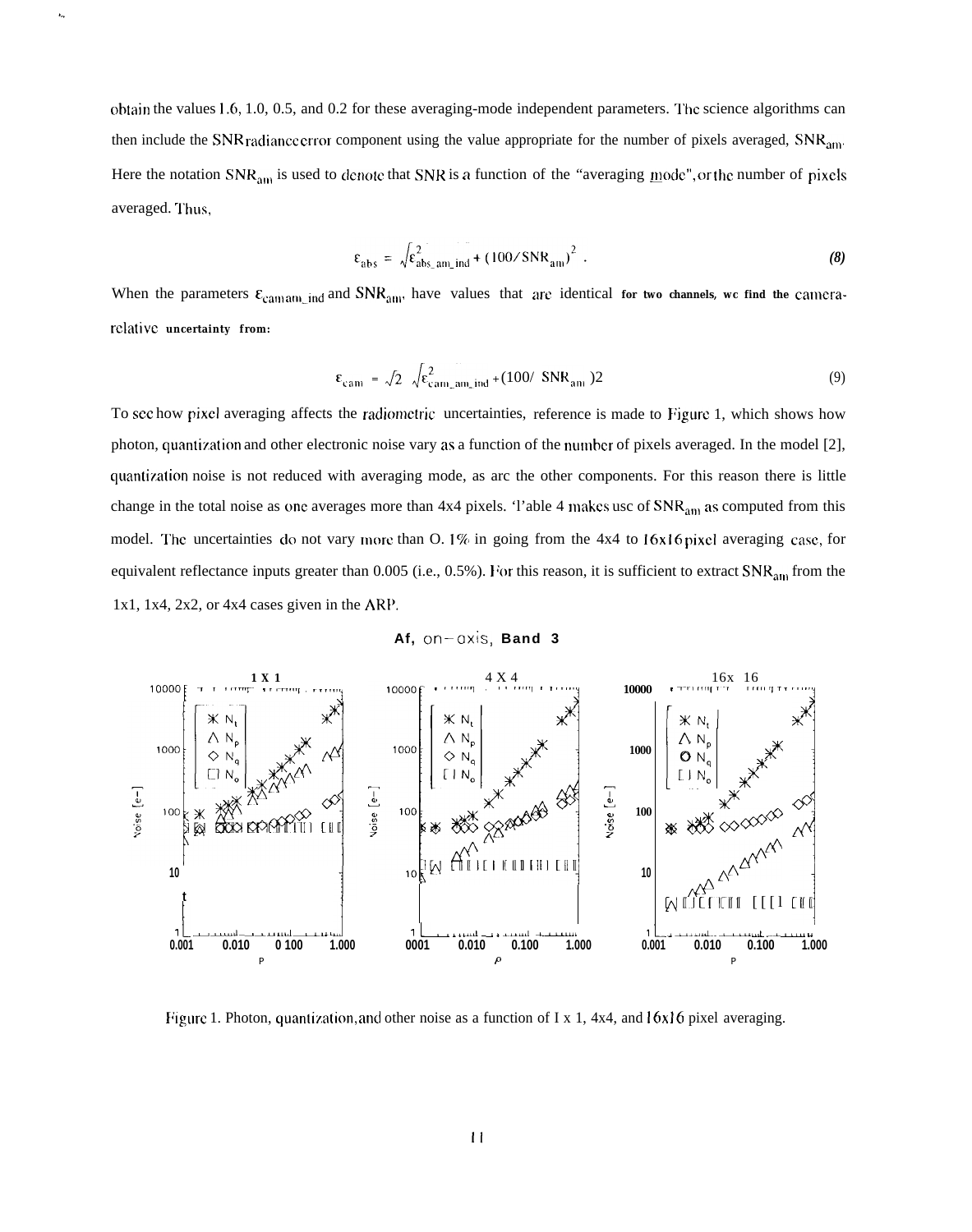obtain the values 1.6, 1.0, 0.5, and 0.2 for these averaging-mode independent parameters. The science algorithms can then include the SNR radiance error component using the value appropriate for the number of pixels averaged, $SNR_{am}$. Here the notation $SNR_{am}$ is used to denote that SNR is a function of the "averaging mode", or the number of pixels averaged. Thus,

$$\varepsilon_{abs} = \sqrt{\varepsilon^2_{abs\_am\_ind} + (100/SNR_{am})^2} \quad . \tag{8}$$

When the parameters $\varepsilon_{cam\,am\_ind}$ and $SNR_{am}$, have values that are identical for two channels, we find the camera-relative uncertainty from:

$$\varepsilon_{cam} = \sqrt{2}\sqrt{\varepsilon^2_{cam\_am\_ind} + (100/SNR_{am})^2} \tag{9}$$

To see how pixel averaging affects the radiometric uncertainties, reference is made to Figure 1, which shows how photon, quantization and other electronic noise vary as a function of the number of pixels averaged. In the model [2], quantization noise is not reduced with averaging mode, as are the other components. For this reason there is little change in the total noise as one averages more than 4x4 pixels. Table 4 makes use of $SNR_{am}$ as computed from this model. The uncertainties do not vary more than 0.1% in going from the 4x4 to 16x16 pixel averaging case, for equivalent reflectance inputs greater than 0.005 (i.e., 0.5%). For this reason, it is sufficient to extract $SNR_{am}$ from the 1x1, 1x4, 2x2, or 4x4 cases given in the ARP.

Figure 1. Photon, quantization, and other noise as a function of 1 x 1, 4x4, and 16x16 pixel averaging.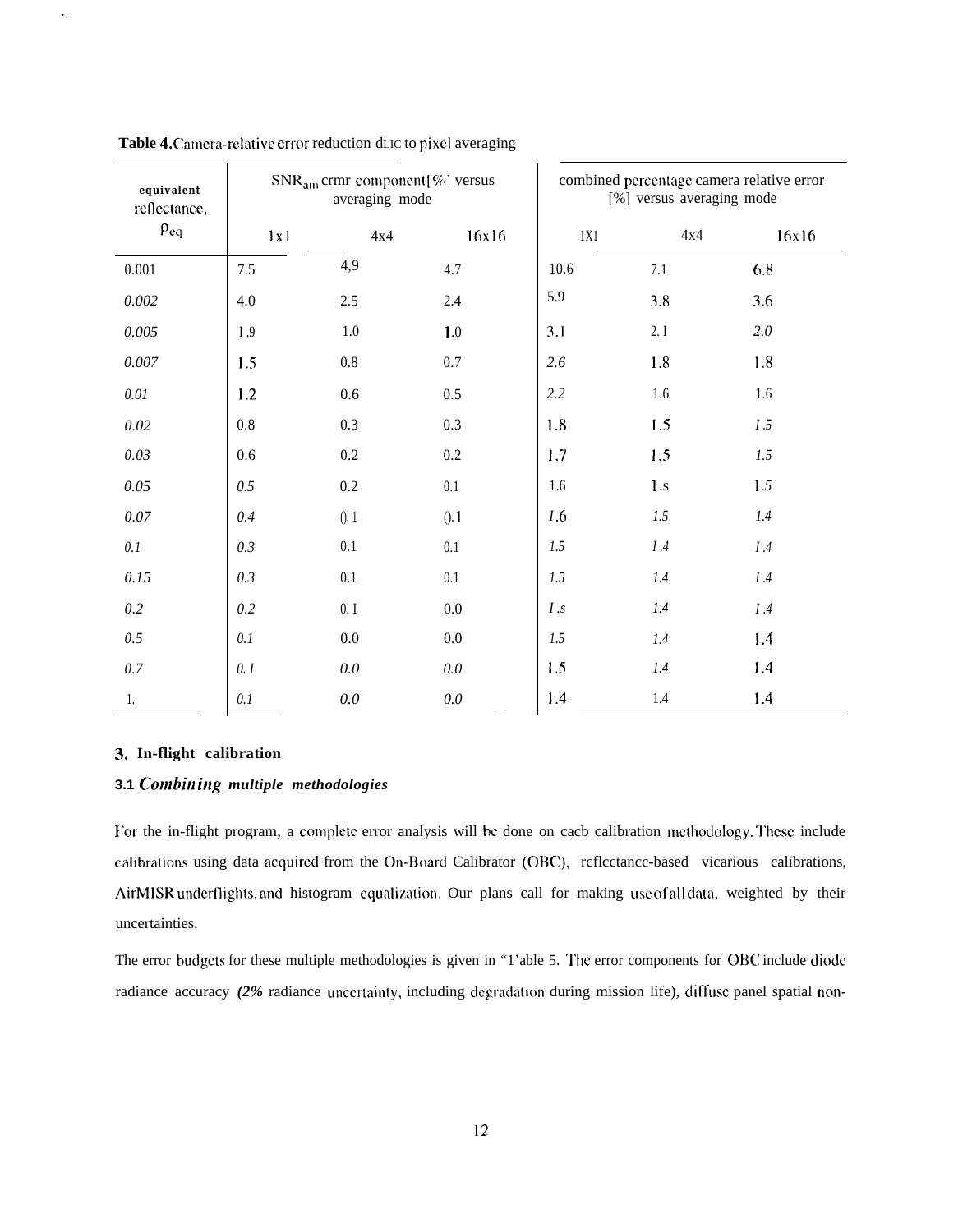**Table 4.** Camera-relative error reduction dLIC to pixel averaging

| equivalent reflectance, $\rho_{eq}$ | $SNR_{am}$ crmr component[%] versus averaging mode | | | combined percentage camera relative error [%] versus averaging mode | | |
|---|---|---|---|---|---|---|
| | 1x1 | 4x4 | 16x16 | 1X1 | 4x4 | 16x16 |
| 0.001 | 7.5 | 4,9 | 4.7 | 10.6 | 7.1 | 6.8 |
| 0.002 | 4.0 | 2.5 | 2.4 | 5.9 | 3.8 | 3.6 |
| 0.005 | 1.9 | 1.0 | 1.0 | 3.1 | 2.1 | 2.0 |
| 0.007 | 1.5 | 0.8 | 0.7 | 2.6 | 1.8 | 1.8 |
| 0.01 | 1.2 | 0.6 | 0.5 | 2.2 | 1.6 | 1.6 |
| 0.02 | 0.8 | 0.3 | 0.3 | 1.8 | 1.5 | 1.5 |
| 0.03 | 0.6 | 0.2 | 0.2 | 1.7 | 1.5 | 1.5 |
| 0.05 | 0.5 | 0.2 | 0.1 | 1.6 | 1.s | 1.5 |
| 0.07 | 0.4 | ().1 | ().1 | 1.6 | 1.5 | 1.4 |
| 0.1 | 0.3 | 0.1 | 0.1 | 1.5 | 1.4 | 1.4 |
| 0.15 | 0.3 | 0.1 | 0.1 | 1.5 | 1.4 | 1.4 |
| 0.2 | 0.2 | 0.1 | 0.0 | 1.s | 1.4 | 1.4 |
| 0.5 | 0.1 | 0.0 | 0.0 | 1.5 | 1.4 | 1.4 |
| 0.7 | 0.1 | 0.0 | 0.0 | 1.5 | 1.4 | 1.4 |
| 1. | 0.1 | 0.0 | 0.0 | 1.4 | 1.4 | 1.4 |

## 3. In-flight calibration

### 3.1 *Combining multiple methodologies*

For the in-flight program, a complete error analysis will be done on cacb calibration methodology. These include calibrations using data acquired from the On-Board Calibrator (OBC), rcflcctancc-based vicarious calibrations, AirMISR underflights, and histogram equalization. Our plans call for making use of all data, weighted by their uncertainties.

The error budgets for these multiple methodologies is given in "1'able 5. The error components for OBC include diode radiance accuracy *(2%* radiance uncertainty, including degradation during mission life), diffuse panel spatial non-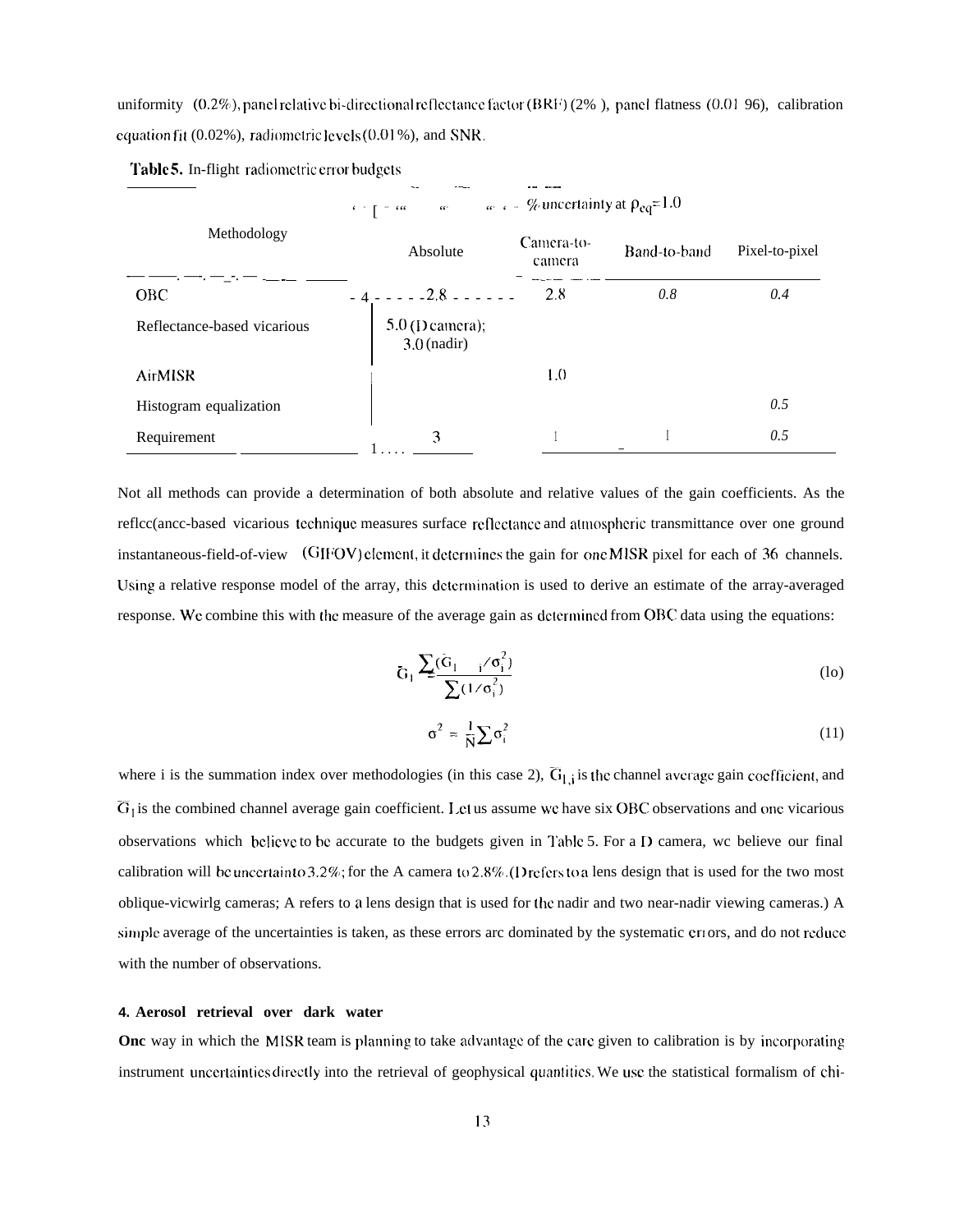uniformity (0.2%), panel relative bi-directional reflectance factor (BRF) (2% ), panel flatness (0.01 96), calibration equation fit (0.02%), radiometric levels (0.01%), and SNR.

**Table 5.** In-flight radiometric error budgets

| Methodology | % uncertainty at $\rho_{eq}$=1.0 | | | |
|---|---|---|---|---|
| | Absolute | Camera-to-camera | Band-to-band | Pixel-to-pixel |
| OBC | 2.8 | 2.8 | *0.8* | *0.4* |
| Reflectance-based vicarious | 5.0 (D camera); 3.0 (nadir) | | | |
| AirMISR | | 1.0 | | |
| Histogram equalization | | | | *0.5* |
| Requirement | 3 | 1 | 1 | *0.5* |

Not all methods can provide a determination of both absolute and relative values of the gain coefficients. As the reflectance-based vicarious technique measures surface reflectance and atmospheric transmittance over one ground instantaneous-field-of-view (GIFOV) element, it determines the gain for one MISR pixel for each of 36 channels. Using a relative response model of the array, this determination is used to derive an estimate of the array-averaged response. We combine this with the measure of the average gain as determined from OBC data using the equations:

$$\bar{G}_1 = \frac{\sum(\bar{G}_{1,i}/\sigma_i^2)}{\sum(1/\sigma_i^2)} \tag{10}$$

$$\sigma^2 = \frac{1}{N}\sum\sigma_i^2 \tag{11}$$

where i is the summation index over methodologies (in this case 2), $\bar{G}_{1,i}$ is the channel average gain coefficient, and $\bar{G}_1$ is the combined channel average gain coefficient. Let us assume we have six OBC observations and one vicarious observations which believe to be accurate to the budgets given in Table 5. For a D camera, we believe our final calibration will be uncertain to 3.2%; for the A camera to 2.8%. (D refers to a lens design that is used for the two most oblique-viewing cameras; A refers to a lens design that is used for the nadir and two near-nadir viewing cameras.) A simple average of the uncertainties is taken, as these errors are dominated by the systematic errors, and do not reduce with the number of observations.

#### 4. Aerosol retrieval over dark water

**One** way in which the MISR team is planning to take advantage of the care given to calibration is by incorporating instrument uncertainties directly into the retrieval of geophysical quantities. We use the statistical formalism of chi-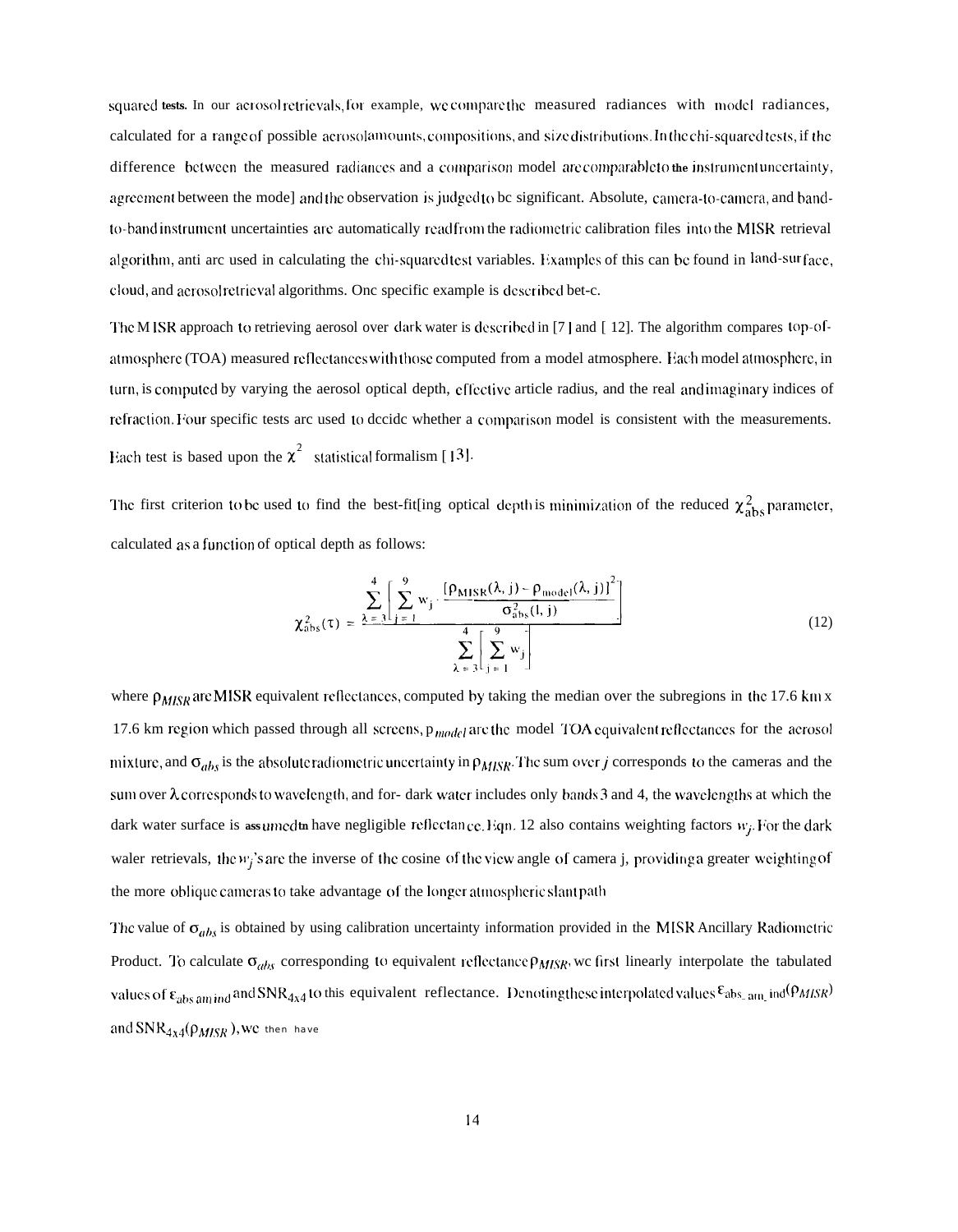squared tests. In our aerosol retrievals, for example, we compare the measured radiances with model radiances, calculated for a range of possible aerosol amounts, compositions, and size distributions. In the chi-squared tests, if the difference between the measured radiances and a comparison model are comparable to the instrument uncertainty, agreement between the model and the observation is judged to be significant. Absolute, camera-to-camera, and band-to-band instrument uncertainties are automatically read from the radiometric calibration files into the MISR retrieval algorithm, and are used in calculating the chi-squared test variables. Examples of this can be found in land-surface, cloud, and aerosol retrieval algorithms. One specific example is described bet-c.

The MISR approach to retrieving aerosol over dark water is described in [7] and [12]. The algorithm compares top-of-atmosphere (TOA) measured reflectances with those computed from a model atmosphere. Each model atmosphere, in turn, is computed by varying the aerosol optical depth, effective article radius, and the real and imaginary indices of refraction. Four specific tests are used to decide whether a comparison model is consistent with the measurements. Each test is based upon the $\chi^2$ statistical formalism [13].

The first criterion to be used to find the best-fitting optical depth is minimization of the reduced $\chi^2_{abs}$ parameter, calculated as a function of optical depth as follows:

$$\chi^2_{abs}(\tau) = \frac{\sum_{\lambda=3}^{4}\left[\sum_{j=1}^{9} w_j \cdot \frac{[\rho_{MISR}(\lambda, j) - \rho_{model}(\lambda, j)]^2}{\sigma^2_{abs}(l, j)}\right]}{\sum_{\lambda=3}^{4}\left[\sum_{j=1}^{9} w_j\right]} \tag{12}$$

where $\rho_{MISR}$ are MISR equivalent reflectances, computed by taking the median over the subregions in the 17.6 km x 17.6 km region which passed through all screens, $\rho_{model}$ are the model TOA equivalent reflectances for the aerosol mixture, and $\sigma_{abs}$ is the absolute radiometric uncertainty in $\rho_{MISR}$. The sum over $j$ corresponds to the cameras and the sum over $\lambda$ corresponds to wavelength, and for- dark water includes only bands 3 and 4, the wavelengths at which the dark water surface is assumed to have negligible reflectance. Eqn. 12 also contains weighting factors $w_j$. For the dark water retrievals, the $w_j$'s are the inverse of the cosine of the view angle of camera j, providing a greater weighting of the more oblique cameras to take advantage of the longer atmospheric slant path

The value of $\sigma_{abs}$ is obtained by using calibration uncertainty information provided in the MISR Ancillary Radiometric Product. To calculate $\sigma_{abs}$ corresponding to equivalent reflectance $\rho_{MISR}$, we first linearly interpolate the tabulated values of $\varepsilon_{abs\_am\_ind}$ and $SNR_{4x4}$ to this equivalent reflectance. Denoting these interpolated values $\varepsilon_{abs\_am\_ind}(\rho_{MISR})$ and $SNR_{4x4}(\rho_{MISR})$, we then have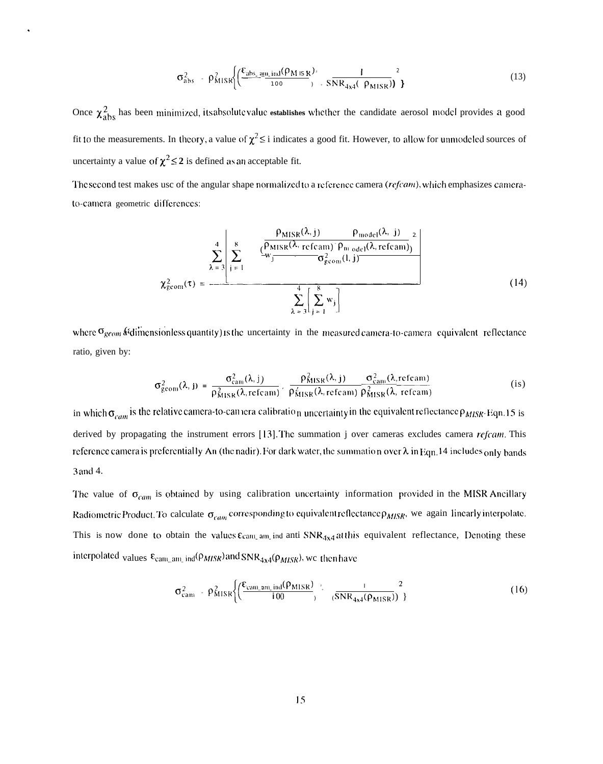$$\sigma_{abs}^2 = \rho_{MISR}^2\left\{\left(\frac{\varepsilon_{abs\_am\_ind}(\rho_{MISR})}{100}\right)^2 + \frac{1}{SNR_{4x4}(\rho_{MISR})}\right)^2\right\} \quad (13)$$

Once $\chi_{abs}^2$ has been minimized, its absolute value **establishes** whether the candidate aerosol model provides a good fit to the measurements. In theory, a value of $\chi^2 \leq 1$ indicates a good fit. However, to allow for unmodeled sources of uncertainty a value of $\chi^2 \leq 2$ is defined as an acceptable fit.

The second test makes use of the angular shape normalized to a reference camera (*refcam*), which emphasizes camera-to-camera geometric differences:

$$\chi_{geom}^2(\tau) = \frac{\sum_{\lambda=3}^{4}\left[\sum_{j=1}^{8} w_j \frac{\left(\frac{\rho_{MISR}(\lambda, j)}{\rho_{MISR}(\lambda, refcam)} - \frac{\rho_{model}(\lambda, j)}{\rho_{model}(\lambda, refcam)}\right)^2}{\sigma_{geom}^2(\lambda, j)}\right]}{\sum_{\lambda=3}^{4}\left[\sum_{j=1}^{8} w_j\right]} \quad (14)$$

where $\sigma_{geom}$ (a dimensionless quantity) is the uncertainty in the measured camera-to-camera equivalent reflectance ratio, given by:

$$\sigma_{geom}^2(\lambda, j) = \frac{\sigma_{cam}^2(\lambda, j)}{\rho_{MISR}^2(\lambda, refcam)} + \frac{\rho_{MISR}^2(\lambda, j)}{\rho_{MISR}^2(\lambda, refcam)}\frac{\sigma_{cam}^2(\lambda, refcam)}{\rho_{MISR}^2(\lambda, refcam)} \quad (15)$$

in which $\sigma_{cam}$ is the relative camera-to-camera calibration uncertainty in the equivalent reflectance $\rho_{MISR}$. Eqn. 15 is derived by propagating the instrument errors [13]. The summation j over cameras excludes camera *refcam*. This reference camera is preferentially An (the nadir). For dark water, the summation over $\lambda$ in Eqn. 14 includes only bands 3 and 4.

The value of $\sigma_{cam}$ is obtained by using calibration uncertainty information provided in the MISR Ancillary Radiometric Product. To calculate $\sigma_{cam}$ corresponding to equivalent reflectance $\rho_{MISR}$, we again linearly interpolate. This is now done to obtain the values $\varepsilon_{cam\_am\_ind}$ and $SNR_{4x4}$ at this equivalent reflectance. Denoting these interpolated values $\varepsilon_{cam\_am\_ind}(\rho_{MISR})$ and $SNR_{4x4}(\rho_{MISR})$, we then have

$$\sigma_{cam}^2 = \rho_{MISR}^2\left\{\left(\frac{\varepsilon_{cam\_am\_ind}(\rho_{MISR})}{100}\right)^2 + \left(\frac{1}{SNR_{4x4}(\rho_{MISR})}\right)^2\right\} \quad (16)$$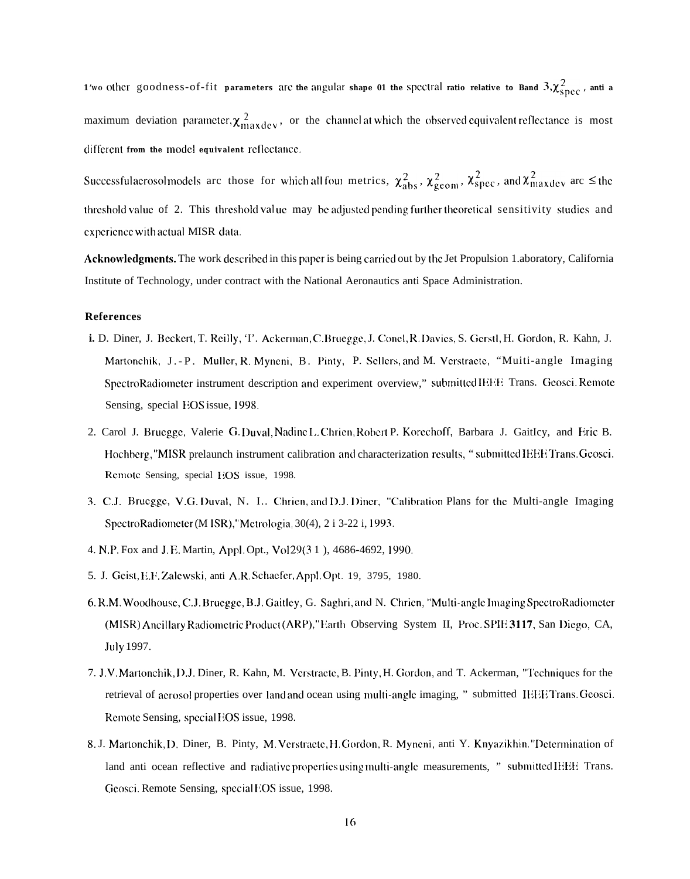Two other goodness-of-fit parameters are the angular shape of the spectral ratio relative to Band 3, $\chi^2_{spec}$, and a maximum deviation parameter, $\chi^2_{maxdev}$, or the channel at which the observed equivalent reflectance is most different from the model equivalent reflectance.

Successful aerosol models are those for which all four metrics, $\chi^2_{abs}$, $\chi^2_{geom}$, $\chi^2_{spec}$, and $\chi^2_{maxdev}$ are $\leq$ the threshold value of 2. This threshold value may be adjusted pending further theoretical sensitivity studies and experience with actual MISR data.

**Acknowledgments.** The work described in this paper is being carried out by the Jet Propulsion Laboratory, California Institute of Technology, under contract with the National Aeronautics and Space Administration.

**References**

1. D. Diner, J. Beckert, T. Reilly, T. Ackerman, C. Bruegge, J. Conel, R. Davies, S. Gerstl, H. Gordon, R. Kahn, J. Martonchik, J.-P. Muller, R. Myneni, B. Pinty, P. Sellers, and M. Verstraete, "Multi-angle Imaging SpectroRadiometer instrument description and experiment overview," submitted IEEE Trans. Geosci. Remote Sensing, special EOS issue, 1998.
2. Carol J. Bruegge, Valerie G. Duval, Nadine L. Chrien, Robert P. Korechoff, Barbara J. Gaitley, and Eric B. Hochberg, "MISR prelaunch instrument calibration and characterization results, " submitted IEEE Trans. Geosci. Remote Sensing, special EOS issue, 1998.
3. C.J. Bruegge, V.G. Duval, N. L. Chrien, and D.J. Diner, "Calibration Plans for the Multi-angle Imaging SpectroRadiometer (MISR)," Metrologia, 30(4), 213-221, 1993.
4. N.P. Fox and J.E. Martin, Appl. Opt., Vol 29(31), 4686-4692, 1990.
5. J. Geist, E.F. Zalewski, and A.R. Schaefer, Appl. Opt. 19, 3795, 1980.
6. R.M. Woodhouse, C.J. Bruegge, B.J. Gaitley, G. Saghri, and N. Chrien, "Multi-angle Imaging SpectroRadiometer (MISR) Ancillary Radiometric Product (ARP)," Earth Observing System II, Proc. SPIE **3117**, San Diego, CA, July 1997.
7. J.V. Martonchik, D.J. Diner, R. Kahn, M. Verstraete, B. Pinty, H. Gordon, and T. Ackerman, "Techniques for the retrieval of aerosol properties over land and ocean using multi-angle imaging, " submitted IEEE Trans. Geosci. Remote Sensing, special EOS issue, 1998.
8. J. Martonchik, D. Diner, B. Pinty, M. Verstraete, H. Gordon, R. Myneni, and Y. Knyazikhin, "Determination of land and ocean reflective and radiative properties using multi-angle measurements, " submitted IEEE Trans. Geosci. Remote Sensing, special EOS issue, 1998.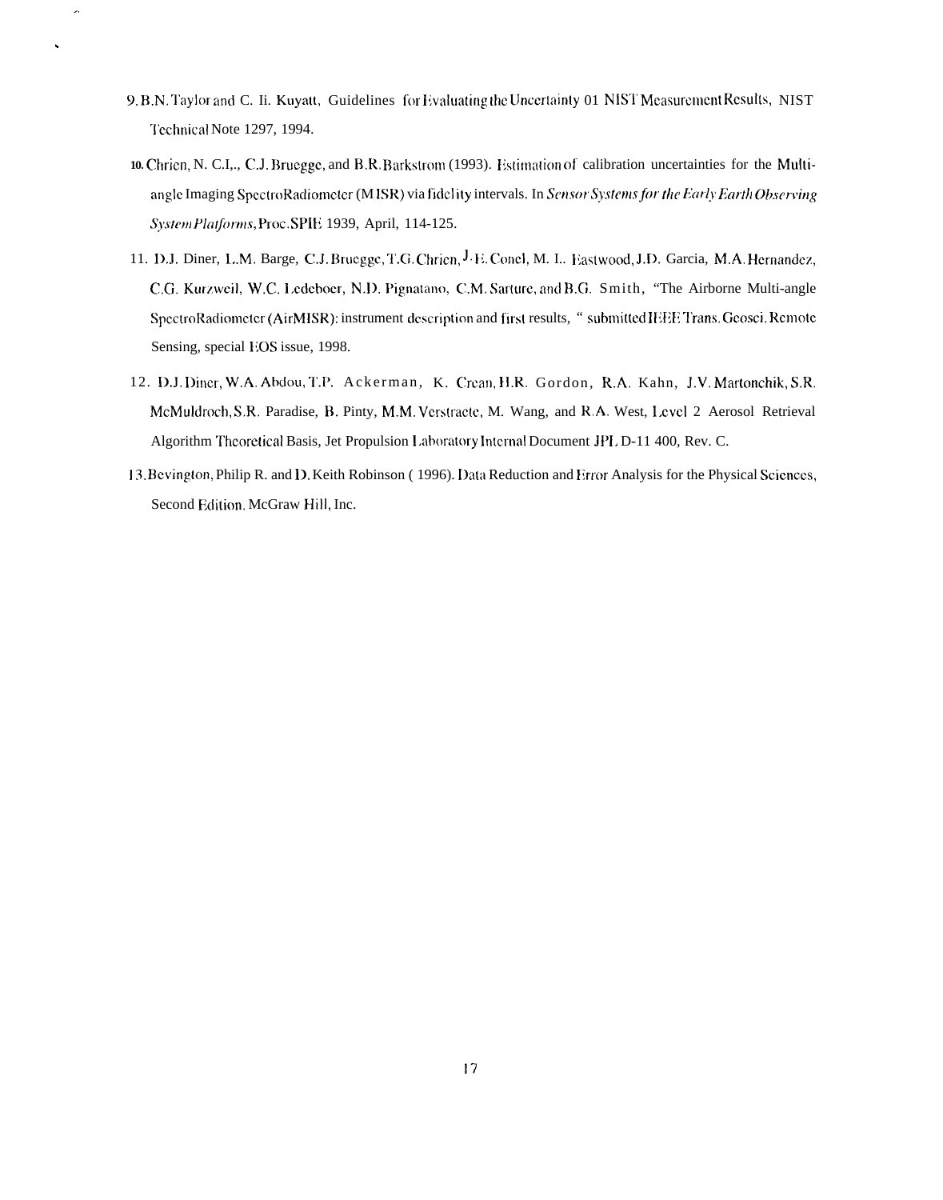9. B.N. Taylor and C. Ii. Kuyatt, Guidelines for Evaluating the Uncertainty 01 NIST Measurement Results, NIST Technical Note 1297, 1994.

10. Chrien, N. C.I,., C.J. Bruegge, and B.R. Barkstrom (1993). Estimation of calibration uncertainties for the Multi-angle Imaging SpectroRadiometer (M ISR) via fidel ity intervals. In *Sensor Systems for the Early Earth Observing System Platforms*, Proc. SPIE 1939, April, 114-125.

11. D.J. Diner, L.M. Barge, C.J. Bruegge, T.G. Chrien, J. E. Conel, M. L. Eastwood, J.D. Garcia, M.A. Hernandez, C.G. Kurzweil, W.C. Ledeboer, N.D. Pignatano, C.M. Sarture, and B.G. Smith, "The Airborne Multi-angle SpectroRadiometer (AirMISR): instrument description and first results, " submitted IEEE Trans. Geosci. Remote Sensing, special EOS issue, 1998.

12. D.J. Diner, W.A. Abdou, T.P. Ackerman, K. Crean, H.R. Gordon, R.A. Kahn, J.V. Martonchik, S.R. McMuldroch, S.R. Paradise, B. Pinty, M.M. Verstraete, M. Wang, and R.A. West, Level 2 Aerosol Retrieval Algorithm Theoretical Basis, Jet Propulsion Laboratory Internal Document JPL D-11 400, Rev. C.

13. Bevington, Philip R. and D. Keith Robinson ( 1996). Data Reduction and Error Analysis for the Physical Sciences, Second Edition. McGraw Hill, Inc.